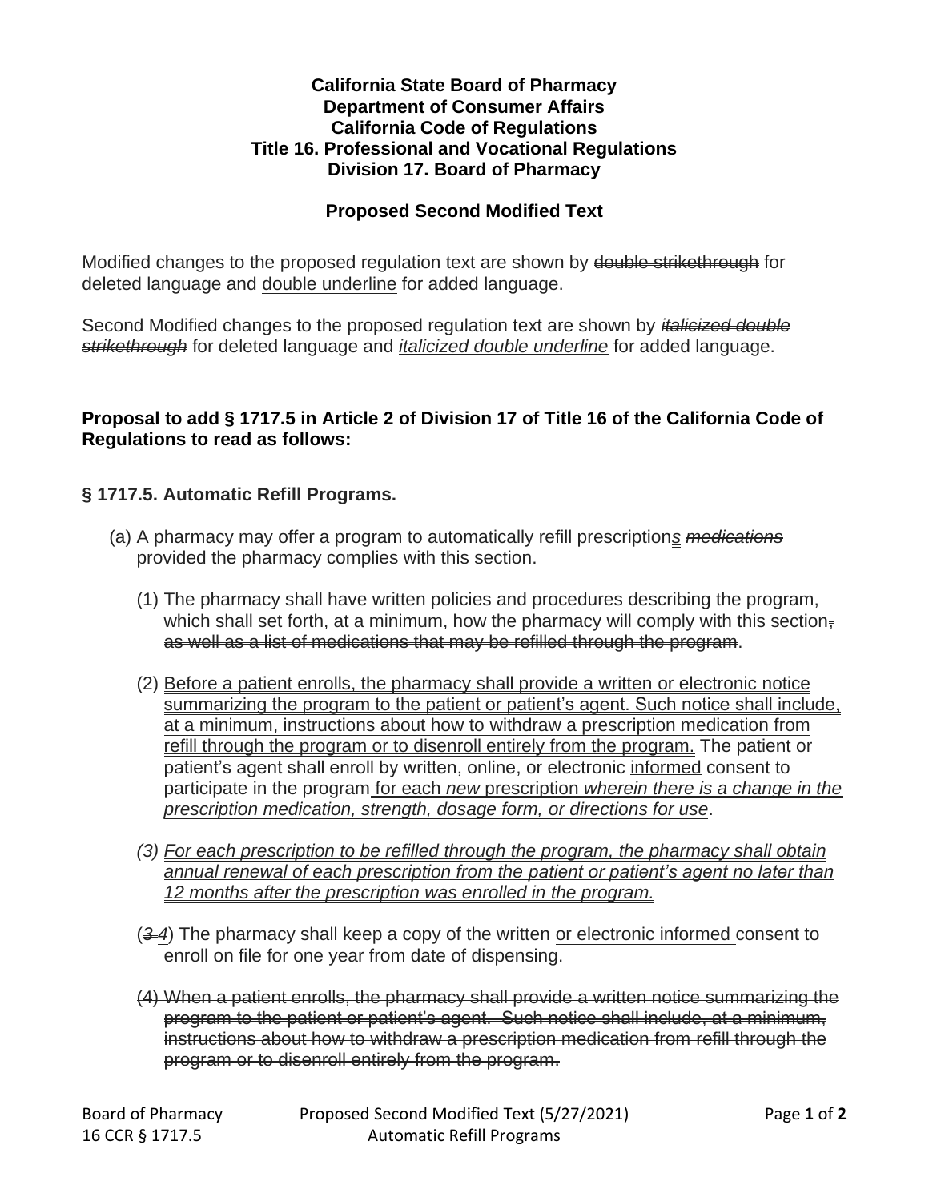**California State Board of Pharmacy**
**Department of Consumer Affairs**
**California Code of Regulations**
**Title 16. Professional and Vocational Regulations**
**Division 17. Board of Pharmacy**

**Proposed Second Modified Text**

Modified changes to the proposed regulation text are shown by ~~double strikethrough~~ for deleted language and <u>double underline</u> for added language.

Second Modified changes to the proposed regulation text are shown by *~~italicized double strikethrough~~* for deleted language and *<u>italicized double underline</u>* for added language.

**Proposal to add § 1717.5 in Article 2 of Division 17 of Title 16 of the California Code of Regulations to read as follows:**

**§ 1717.5. Automatic Refill Programs.**

(a) A pharmacy may offer a program to automatically refill prescription*<u>s</u>* *~~medications~~* provided the pharmacy complies with this section.

(1) The pharmacy shall have written policies and procedures describing the program, which shall set forth, at a minimum, how the pharmacy will comply with this section~~, as well as a list of medications that may be refilled through the program~~.

(2) <u>Before a patient enrolls, the pharmacy shall provide a written or electronic notice summarizing the program to the patient or patient's agent. Such notice shall include, at a minimum, instructions about how to withdraw a prescription medication from refill through the program or to disenroll entirely from the program.</u> The patient or patient's agent shall enroll by written, online, or electronic <u>informed</u> consent to participate in the program<u> for each *new* prescription *wherein there is a change in the prescription medication, strength, dosage form, or directions for use*</u>.

*<u>(3) For each prescription to be refilled through the program, the pharmacy shall obtain annual renewal of each prescription from the patient or patient's agent no later than 12 months after the prescription was enrolled in the program.</u>*

(*~~3~~* *<u>4</u>*) The pharmacy shall keep a copy of the written <u>or electronic informed </u>consent to enroll on file for one year from date of dispensing.

~~(4) When a patient enrolls, the pharmacy shall provide a written notice summarizing the program to the patient or patient's agent. Such notice shall include, at a minimum, instructions about how to withdraw a prescription medication from refill through the program or to disenroll entirely from the program.~~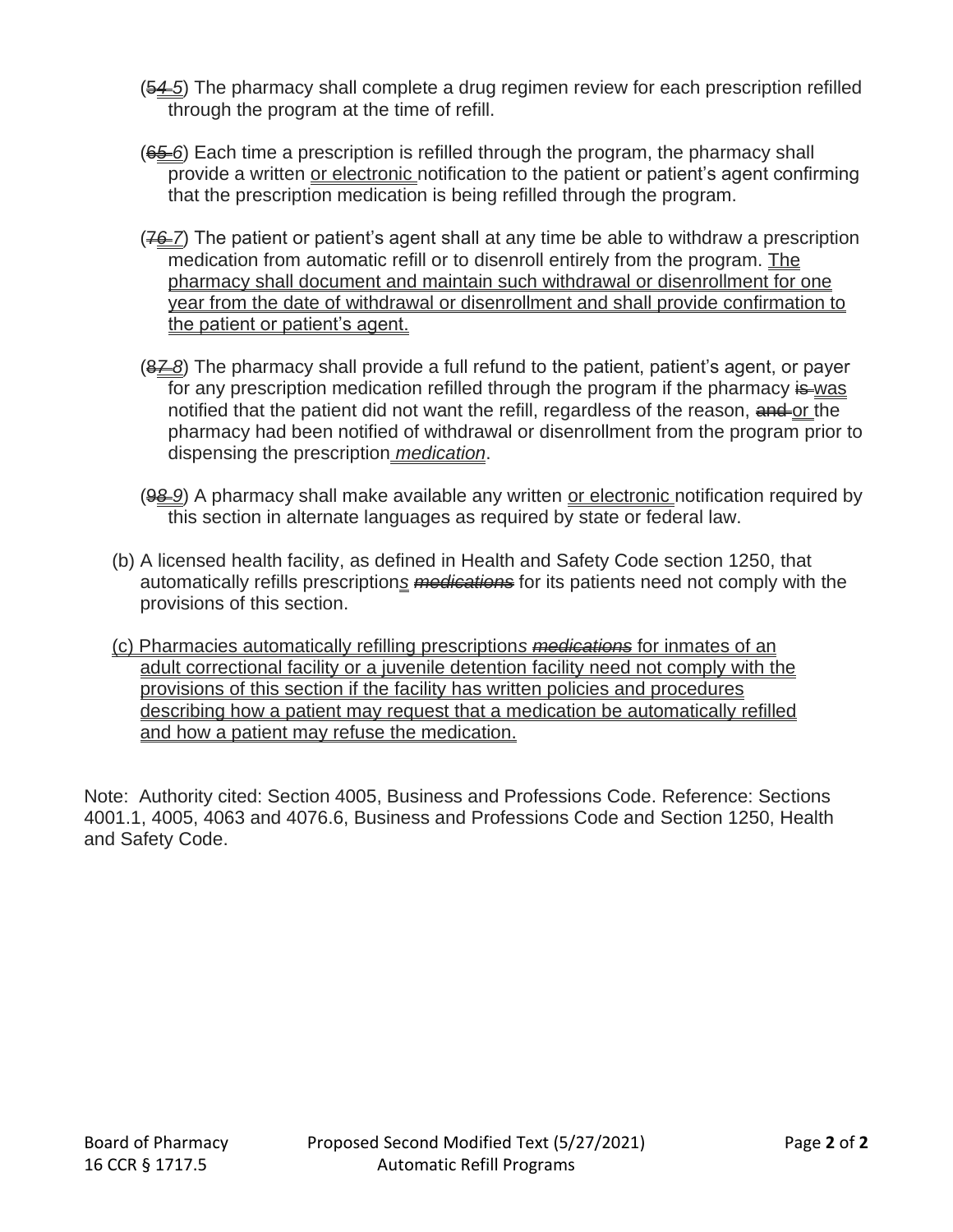(5~~4~~ *5*) The pharmacy shall complete a drug regimen review for each prescription refilled through the program at the time of refill.

(6~~5~~ *6*) Each time a prescription is refilled through the program, the pharmacy shall provide a written <u>or electronic</u> notification to the patient or patient's agent confirming that the prescription medication is being refilled through the program.

(7~~6~~ *7*) The patient or patient's agent shall at any time be able to withdraw a prescription medication from automatic refill or to disenroll entirely from the program. <u>The pharmacy shall document and maintain such withdrawal or disenrollment for one year from the date of withdrawal or disenrollment and shall provide confirmation to the patient or patient's agent.</u>

(8~~7~~ *8*) The pharmacy shall provide a full refund to the patient, patient's agent, or payer for any prescription medication refilled through the program if the pharmacy ~~is~~ <u>was</u> notified that the patient did not want the refill, regardless of the reason, ~~and~~ <u>or</u> the pharmacy had been notified of withdrawal or disenrollment from the program prior to dispensing the prescription *<u>medication</u>*.

(9~~8~~ *9*) A pharmacy shall make available any written <u>or electronic</u> notification required by this section in alternate languages as required by state or federal law.

(b) A licensed health facility, as defined in Health and Safety Code section 1250, that automatically refills prescription<u>s</u> ~~*medications*~~ for its patients need not comply with the provisions of this section.

<u>(c) Pharmacies automatically refilling prescriptions</u> ~~*medications*~~ <u>for inmates of an adult correctional facility or a juvenile detention facility need not comply with the provisions of this section if the facility has written policies and procedures describing how a patient may request that a medication be automatically refilled and how a patient may refuse the medication.</u>

Note: Authority cited: Section 4005, Business and Professions Code. Reference: Sections 4001.1, 4005, 4063 and 4076.6, Business and Professions Code and Section 1250, Health and Safety Code.